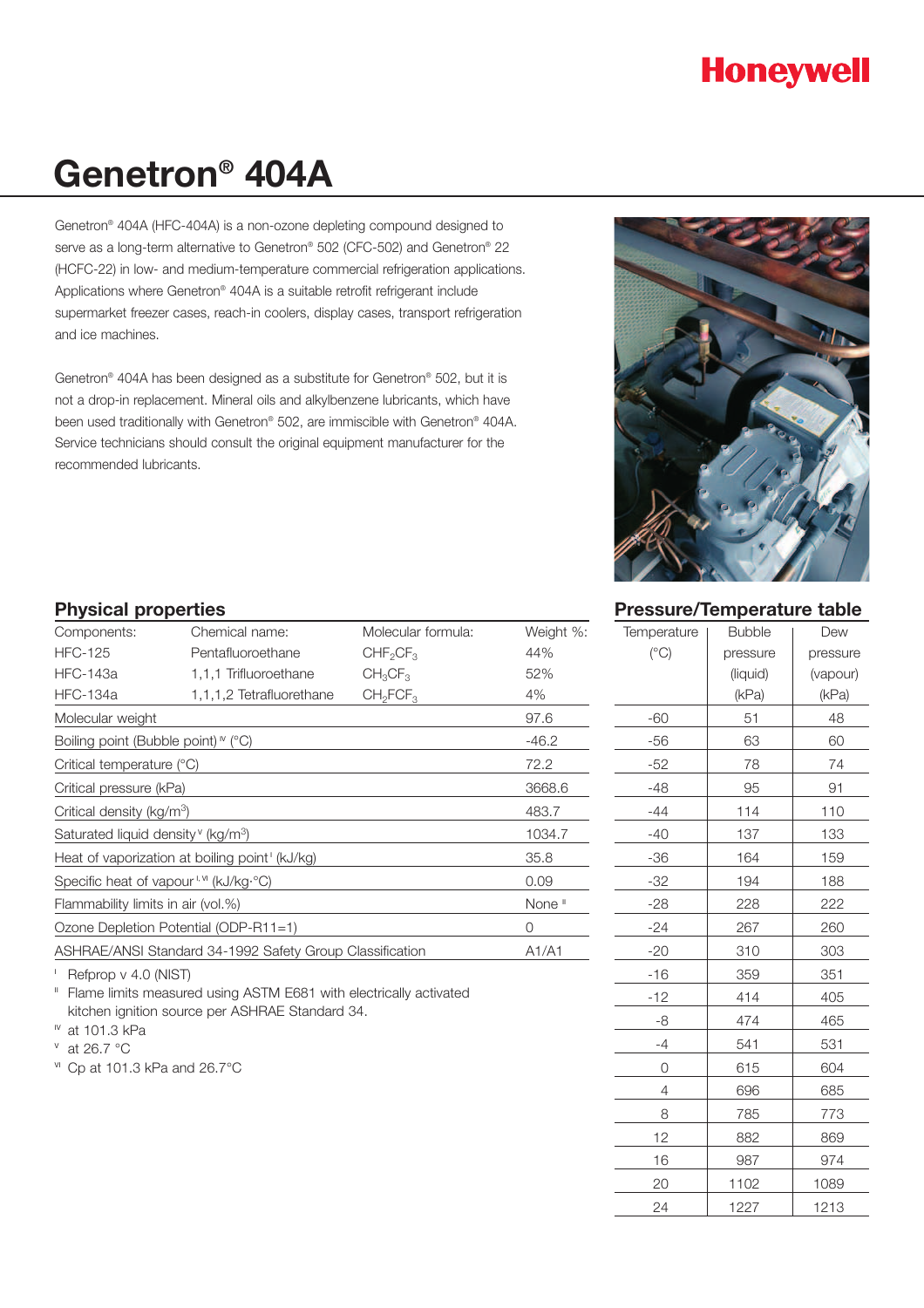# Genetron® 404A

Genetron® 404A (HFC-404A) is a non-ozone depleting compound designed to serve as a long-term alternative to Genetron® 502 (CFC-502) and Genetron® 22 (HCFC-22) in low- and medium-temperature commercial refrigeration applications. Applications where Genetron® 404A is a suitable retrofit refrigerant include supermarket freezer cases, reach-in coolers, display cases, transport refrigeration and ice machines.

Genetron® 404A has been designed as a substitute for Genetron® 502, but it is not a drop-in replacement. Mineral oils and alkylbenzene lubricants, which have been used traditionally with Genetron® 502, are immiscible with Genetron® 404A. Service technicians should consult the original equipment manufacturer for the recommended lubricants.

## Physical properties

| Components: | Chemical name: | Molecular formula: | Weight %: |
|---|---|---|---|
| HFC-125 | Pentafluoroethane | $CHF_2CF_3$ | 44% |
| HFC-143a | 1,1,1 Trifluoroethane | $CH_3CF_3$ | 52% |
| HFC-134a | 1,1,1,2 Tetrafluorethane | $CH_2FCF_3$ | 4% |

| Property | Value |
|---|---|
| Molecular weight | 97.6 |
| Boiling point (Bubble point) [IV] (°C) | -46.2 |
| Critical temperature (°C) | 72.2 |
| Critical pressure (kPa) | 3668.6 |
| Critical density (kg/m$^3$) | 483.7 |
| Saturated liquid density [V] (kg/m$^3$) | 1034.7 |
| Heat of vaporization at boiling point [I] (kJ/kg) | 35.8 |
| Specific heat of vapour [I, VI] (kJ/kg·°C) | 0.09 |
| Flammability limits in air (vol.%) | None [II] |
| Ozone Depletion Potential (ODP-R11=1) | 0 |
| ASHRAE/ANSI Standard 34-1992 Safety Group Classification | A1/A1 |

[I] Refprop v 4.0 (NIST)
[II] Flame limits measured using ASTM E681 with electrically activated kitchen ignition source per ASHRAE Standard 34.
[IV] at 101.3 kPa
[V] at 26.7 °C
[VI] Cp at 101.3 kPa and 26.7°C

## Pressure/Temperature table

| Temperature (°C) | Bubble pressure (liquid) (kPa) | Dew pressure (vapour) (kPa) |
|---|---|---|
| -60 | 51 | 48 |
| -56 | 63 | 60 |
| -52 | 78 | 74 |
| -48 | 95 | 91 |
| -44 | 114 | 110 |
| -40 | 137 | 133 |
| -36 | 164 | 159 |
| -32 | 194 | 188 |
| -28 | 228 | 222 |
| -24 | 267 | 260 |
| -20 | 310 | 303 |
| -16 | 359 | 351 |
| -12 | 414 | 405 |
| -8 | 474 | 465 |
| -4 | 541 | 531 |
| 0 | 615 | 604 |
| 4 | 696 | 685 |
| 8 | 785 | 773 |
| 12 | 882 | 869 |
| 16 | 987 | 974 |
| 20 | 1102 | 1089 |
| 24 | 1227 | 1213 |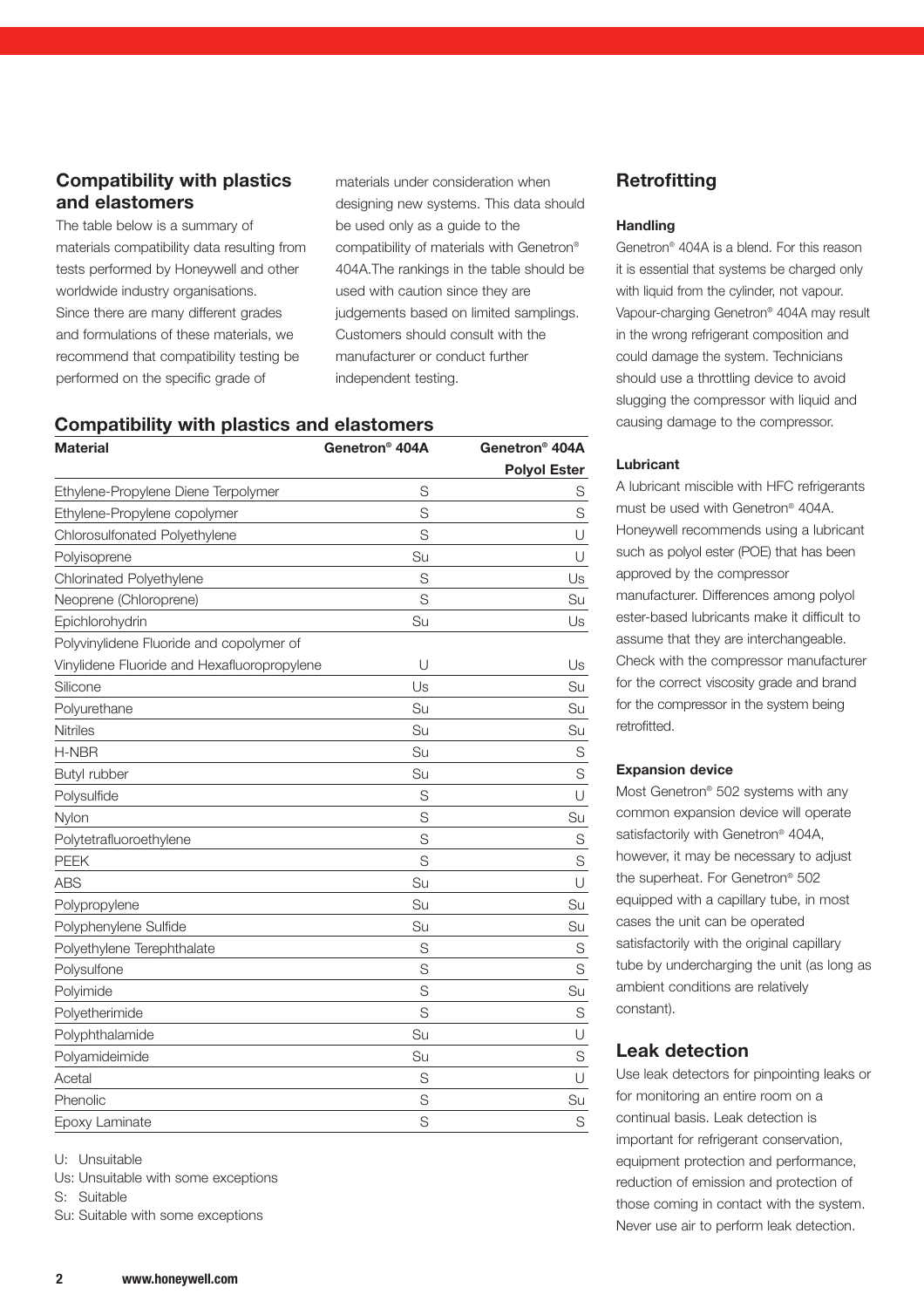## Compatibility with plastics and elastomers

The table below is a summary of materials compatibility data resulting from tests performed by Honeywell and other worldwide industry organisations. Since there are many different grades and formulations of these materials, we recommend that compatibility testing be performed on the specific grade of materials under consideration when designing new systems. This data should be used only as a guide to the compatibility of materials with Genetron® 404A.The rankings in the table should be used with caution since they are judgements based on limited samplings. Customers should consult with the manufacturer or conduct further independent testing.

## Compatibility with plastics and elastomers

| Material | Genetron® 404A | Genetron® 404A Polyol Ester |
|---|---|---|
| Ethylene-Propylene Diene Terpolymer | S | S |
| Ethylene-Propylene copolymer | S | S |
| Chlorosulfonated Polyethylene | S | U |
| Polyisoprene | Su | U |
| Chlorinated Polyethylene | S | Us |
| Neoprene (Chloroprene) | S | Su |
| Epichlorohydrin | Su | Us |
| Polyvinylidene Fluoride and copolymer of Vinylidene Fluoride and Hexafluoropropylene | U | Us |
| Silicone | Us | Su |
| Polyurethane | Su | Su |
| Nitriles | Su | Su |
| H-NBR | Su | S |
| Butyl rubber | Su | S |
| Polysulfide | S | U |
| Nylon | S | Su |
| Polytetrafluoroethylene | S | S |
| PEEK | S | S |
| ABS | Su | U |
| Polypropylene | Su | Su |
| Polyphenylene Sulfide | Su | Su |
| Polyethylene Terephthalate | S | S |
| Polysulfone | S | S |
| Polyimide | S | Su |
| Polyetherimide | S | S |
| Polyphthalamide | Su | U |
| Polyamideimide | Su | S |
| Acetal | S | U |
| Phenolic | S | Su |
| Epoxy Laminate | S | S |

U: Unsuitable
Us: Unsuitable with some exceptions
S: Suitable
Su: Suitable with some exceptions

## Retrofitting

### Handling

Genetron® 404A is a blend. For this reason it is essential that systems be charged only with liquid from the cylinder, not vapour. Vapour-charging Genetron® 404A may result in the wrong refrigerant composition and could damage the system. Technicians should use a throttling device to avoid slugging the compressor with liquid and causing damage to the compressor.

### Lubricant

A lubricant miscible with HFC refrigerants must be used with Genetron® 404A. Honeywell recommends using a lubricant such as polyol ester (POE) that has been approved by the compressor manufacturer. Differences among polyol ester-based lubricants make it difficult to assume that they are interchangeable. Check with the compressor manufacturer for the correct viscosity grade and brand for the compressor in the system being retrofitted.

### Expansion device

Most Genetron® 502 systems with any common expansion device will operate satisfactorily with Genetron® 404A, however, it may be necessary to adjust the superheat. For Genetron® 502 equipped with a capillary tube, in most cases the unit can be operated satisfactorily with the original capillary tube by undercharging the unit (as long as ambient conditions are relatively constant).

## Leak detection

Use leak detectors for pinpointing leaks or for monitoring an entire room on a continual basis. Leak detection is important for refrigerant conservation, equipment protection and performance, reduction of emission and protection of those coming in contact with the system. Never use air to perform leak detection.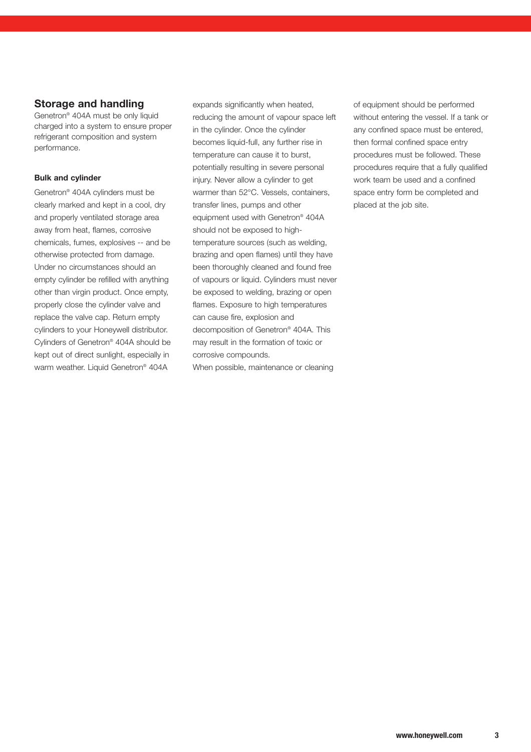## Storage and handling

Genetron® 404A must be only liquid charged into a system to ensure proper refrigerant composition and system performance.

### Bulk and cylinder

Genetron® 404A cylinders must be clearly marked and kept in a cool, dry and properly ventilated storage area away from heat, flames, corrosive chemicals, fumes, explosives -- and be otherwise protected from damage. Under no circumstances should an empty cylinder be refilled with anything other than virgin product. Once empty, properly close the cylinder valve and replace the valve cap. Return empty cylinders to your Honeywell distributor. Cylinders of Genetron® 404A should be kept out of direct sunlight, especially in warm weather. Liquid Genetron® 404A expands significantly when heated, reducing the amount of vapour space left in the cylinder. Once the cylinder becomes liquid-full, any further rise in temperature can cause it to burst, potentially resulting in severe personal injury. Never allow a cylinder to get warmer than 52°C. Vessels, containers, transfer lines, pumps and other equipment used with Genetron® 404A should not be exposed to high-temperature sources (such as welding, brazing and open flames) until they have been thoroughly cleaned and found free of vapours or liquid. Cylinders must never be exposed to welding, brazing or open flames. Exposure to high temperatures can cause fire, explosion and decomposition of Genetron® 404A. This may result in the formation of toxic or corrosive compounds.

When possible, maintenance or cleaning of equipment should be performed without entering the vessel. If a tank or any confined space must be entered, then formal confined space entry procedures must be followed. These procedures require that a fully qualified work team be used and a confined space entry form be completed and placed at the job site.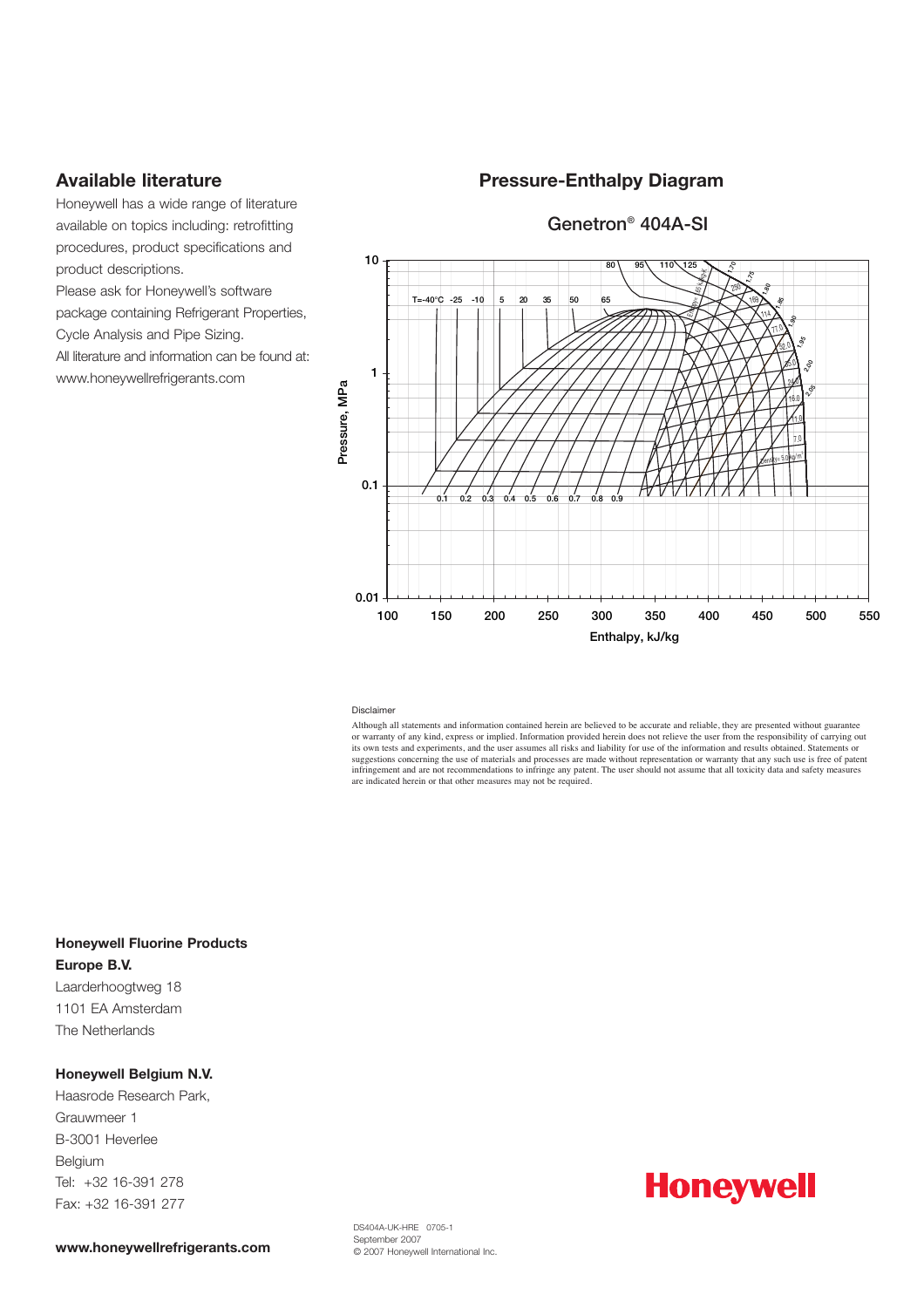## Available literature

Honeywell has a wide range of literature available on topics including: retrofitting procedures, product specifications and product descriptions.

Please ask for Honeywell's software package containing Refrigerant Properties, Cycle Analysis and Pipe Sizing.

All literature and information can be found at: www.honeywellrefrigerants.com

## Pressure-Enthalpy Diagram

Genetron® 404A-SI

Pressure, MPa

10
1
0.1
0.01

Enthalpy, kJ/kg

100 150 200 250 300 350 400 450 500 550

T=-40°C -25 -10 5 20 35 50 65 80 95 110 125

0.1 0.2 0.3 0.4 0.5 0.6 0.7 0.8 0.9

1.70 1.75 1.80 1.85 1.90 1.95 2.00 2.05

Entropy=1.65 kJ/kg·K

250 169 114 77.0 52.0 35.0 24.0 16.0 11.0 7.0 Density=5.0 kg/m³

Disclaimer

Although all statements and information contained herein are believed to be accurate and reliable, they are presented without guarantee or warranty of any kind, express or implied. Information provided herein does not relieve the user from the responsibility of carrying out its own tests and experiments, and the user assumes all risks and liability for use of the information and results obtained. Statements or suggestions concerning the use of materials and processes are made without representation or warranty that any such use is free of patent infringement and are not recommendations to infringe any patent. The user should not assume that all toxicity data and safety measures are indicated herein or that other measures may not be required.

**Honeywell Fluorine Products Europe B.V.**
Laarderhoogtweg 18
1101 EA Amsterdam
The Netherlands

**Honeywell Belgium N.V.**
Haasrode Research Park,
Grauwmeer 1
B-3001 Heverlee
Belgium
Tel: +32 16-391 278
Fax: +32 16-391 277

**www.honeywellrefrigerants.com**

DS404A-UK-HRE 0705-1
September 2007
© 2007 Honeywell International Inc.

Honeywell